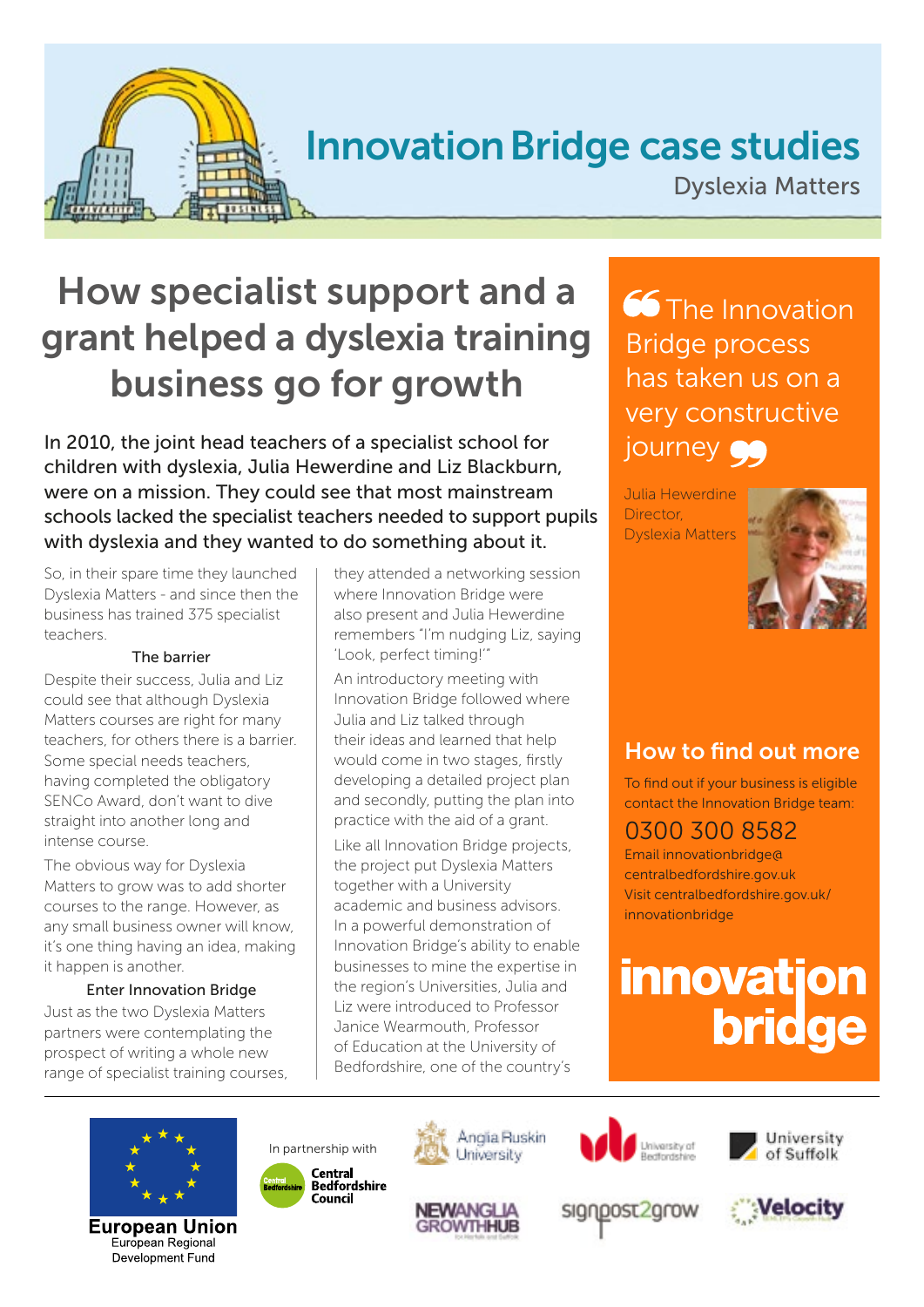# Innovation Bridge case studies

Dyslexia Matters

## How specialist support and a grant helped a dyslexia training business go for growth

**In 2010, the joint head teachers of a specialist school for children with dyslexia, Julia Hewerdine and Liz Blackburn, were on a mission. They could see that most mainstream schools lacked the specialist teachers needed to support pupils with dyslexia and they wanted to do something about it.**

So, in their spare time they launched Dyslexia Matters - and since then the business has trained 375 specialist teachers.

### The barrier

Despite their success, Julia and Liz could see that although Dyslexia Matters courses are right for many teachers, for others there is a barrier. Some special needs teachers, having completed the obligatory SENCo Award, don't want to dive straight into another long and intense course.

The obvious way for Dyslexia Matters to grow was to add shorter courses to the range. However, as any small business owner will know, it's one thing having an idea, making it happen is another.

### Enter Innovation Bridge

Just as the two Dyslexia Matters partners were contemplating the prospect of writing a whole new range of specialist training courses, they attended a networking session where Innovation Bridge were also present and Julia Hewerdine remembers "I'm nudging Liz, saying 'Look, perfect timing!'"

An introductory meeting with Innovation Bridge followed where Julia and Liz talked through their ideas and learned that help would come in two stages, firstly developing a detailed project plan and secondly, putting the plan into practice with the aid of a grant.

Like all Innovation Bridge projects, the project put Dyslexia Matters together with a University academic and business advisors. In a powerful demonstration of Innovation Bridge's ability to enable businesses to mine the expertise in the region's Universities, Julia and Liz were introduced to Professor Janice Wearmouth, Professor of Education at the University of Bedfordshire, one of the country's

> "The Innovation Bridge process has taken us on a very constructive journey"
>
> Julia Hewerdine
> Director,
> Dyslexia Matters

## How to find out more

To find out if your business is eligible contact the Innovation Bridge team:

0300 300 8582

Email innovationbridge@centralbedfordshire.gov.uk

Visit centralbedfordshire.gov.uk/innovationbridge

innovation bridge

European Union
European Regional Development Fund

In partnership with Central Bedfordshire Council

Anglia Ruskin University · University of Bedfordshire · University of Suffolk · New Anglia Growth Hub · signpost2grow · Velocity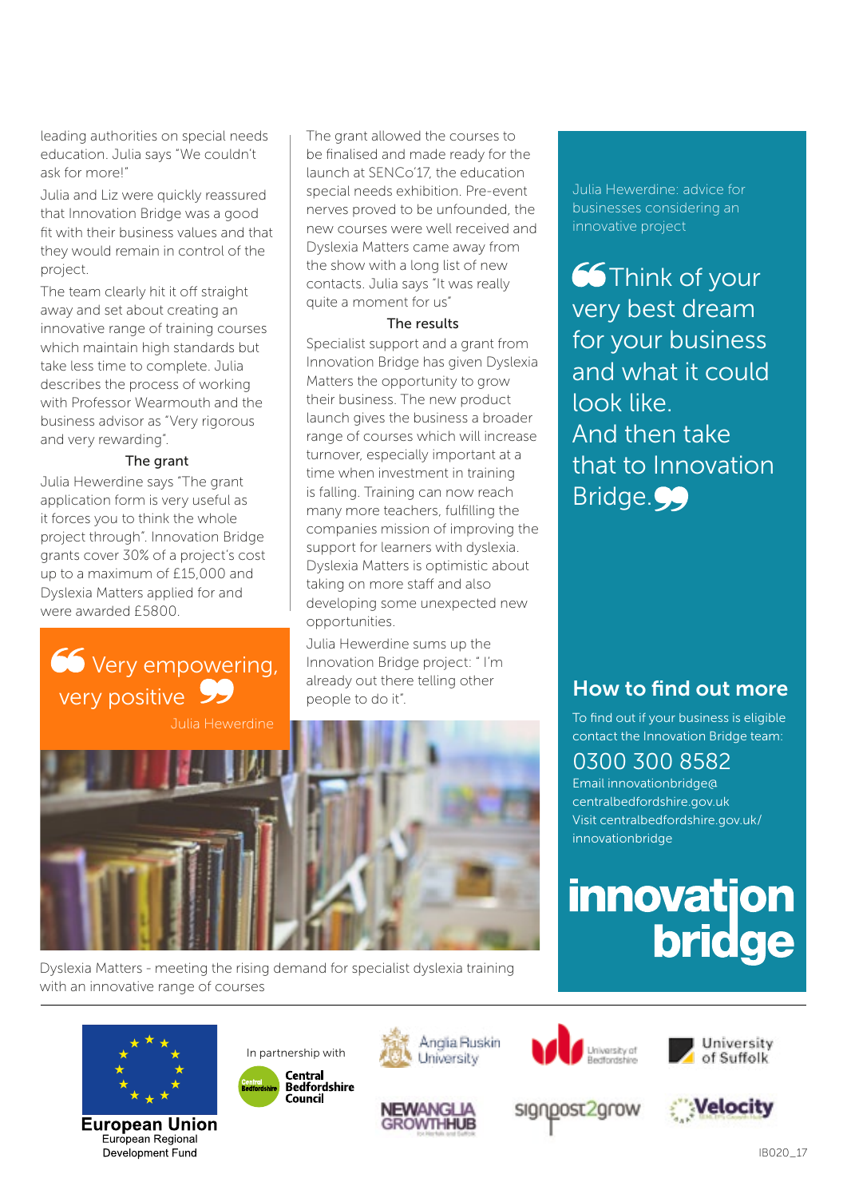leading authorities on special needs education. Julia says "We couldn't ask for more!"

Julia and Liz were quickly reassured that Innovation Bridge was a good fit with their business values and that they would remain in control of the project.

The team clearly hit it off straight away and set about creating an innovative range of training courses which maintain high standards but take less time to complete. Julia describes the process of working with Professor Wearmouth and the business advisor as "Very rigorous and very rewarding".

### The grant

Julia Hewerdine says "The grant application form is very useful as it forces you to think the whole project through". Innovation Bridge grants cover 30% of a project's cost up to a maximum of £15,000 and Dyslexia Matters applied for and were awarded £5800.

> "Very empowering, very positive"
>
> Julia Hewerdine

The grant allowed the courses to be finalised and made ready for the launch at SENCo'17, the education special needs exhibition. Pre-event nerves proved to be unfounded, the new courses were well received and Dyslexia Matters came away from the show with a long list of new contacts. Julia says "It was really quite a moment for us"

### The results

Specialist support and a grant from Innovation Bridge has given Dyslexia Matters the opportunity to grow their business. The new product launch gives the business a broader range of courses which will increase turnover, especially important at a time when investment in training is falling. Training can now reach many more teachers, fulfilling the companies mission of improving the support for learners with dyslexia. Dyslexia Matters is optimistic about taking on more staff and also developing some unexpected new opportunities.

Julia Hewerdine sums up the Innovation Bridge project: " I'm already out there telling other people to do it".

Dyslexia Matters - meeting the rising demand for specialist dyslexia training with an innovative range of courses

Julia Hewerdine: advice for businesses considering an innovative project

> "Think of your very best dream for your business and what it could look like. And then take that to Innovation Bridge."

## How to find out more

To find out if your business is eligible contact the Innovation Bridge team:

0300 300 8582

Email innovationbridge@centralbedfordshire.gov.uk

Visit centralbedfordshire.gov.uk/innovationbridge

innovation bridge

European Union
European Regional Development Fund

In partnership with

Central Bedfordshire Council

Anglia Ruskin University

University of Bedfordshire

University of Suffolk

NEWANGLIA GROWTHHUB

signpost2grow

Velocity

IB020_17